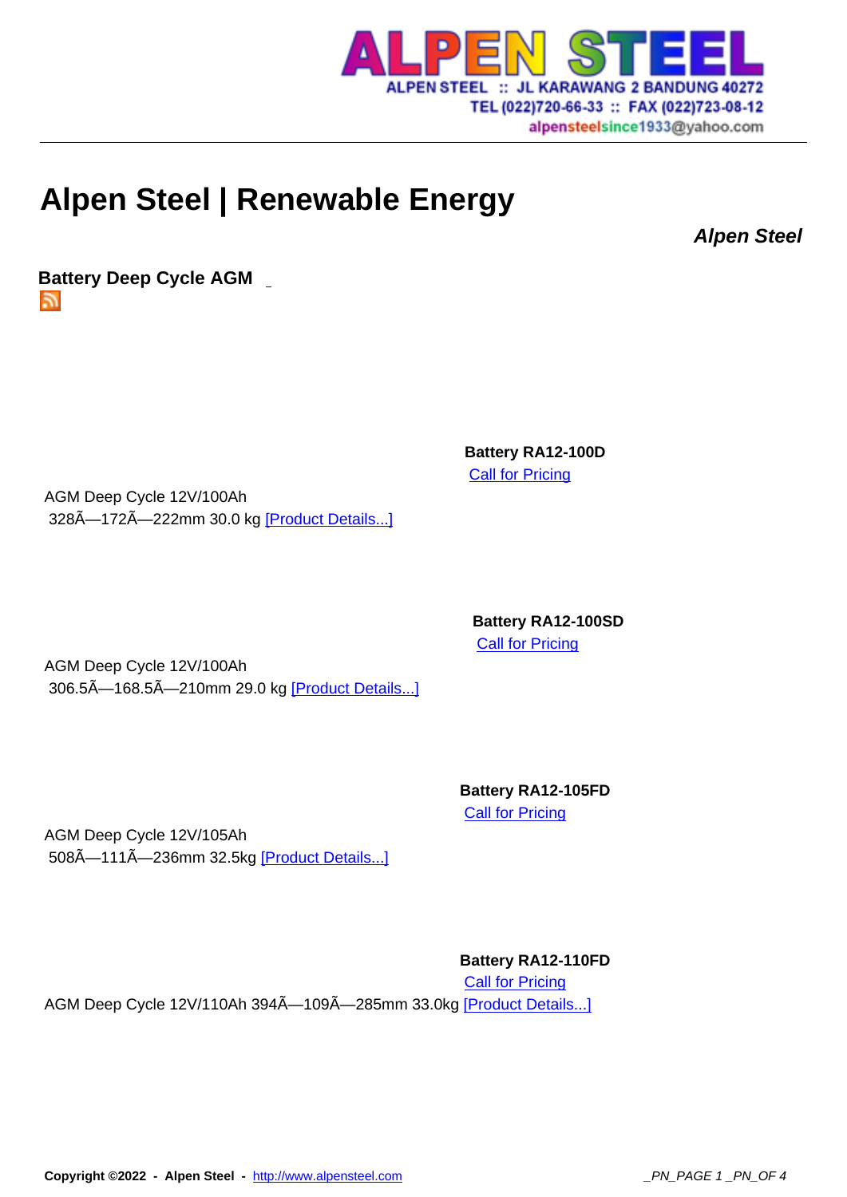# Alpen Steel | Renewable Energy

***Alpen Steel***

**Battery Deep Cycle AGM**

**Battery RA12-100D**

Call for Pricing

AGM Deep Cycle 12V/100Ah
328Ã—172Ã—222mm 30.0 kg [Product Details...]

**Battery RA12-100SD**

Call for Pricing

AGM Deep Cycle 12V/100Ah
306.5Ã—168.5Ã—210mm 29.0 kg [Product Details...]

**Battery RA12-105FD**

Call for Pricing

AGM Deep Cycle 12V/105Ah
508Ã—111Ã—236mm 32.5kg [Product Details...]

**Battery RA12-110FD**

Call for Pricing

AGM Deep Cycle 12V/110Ah 394Ã—109Ã—285mm 33.0kg [Product Details...]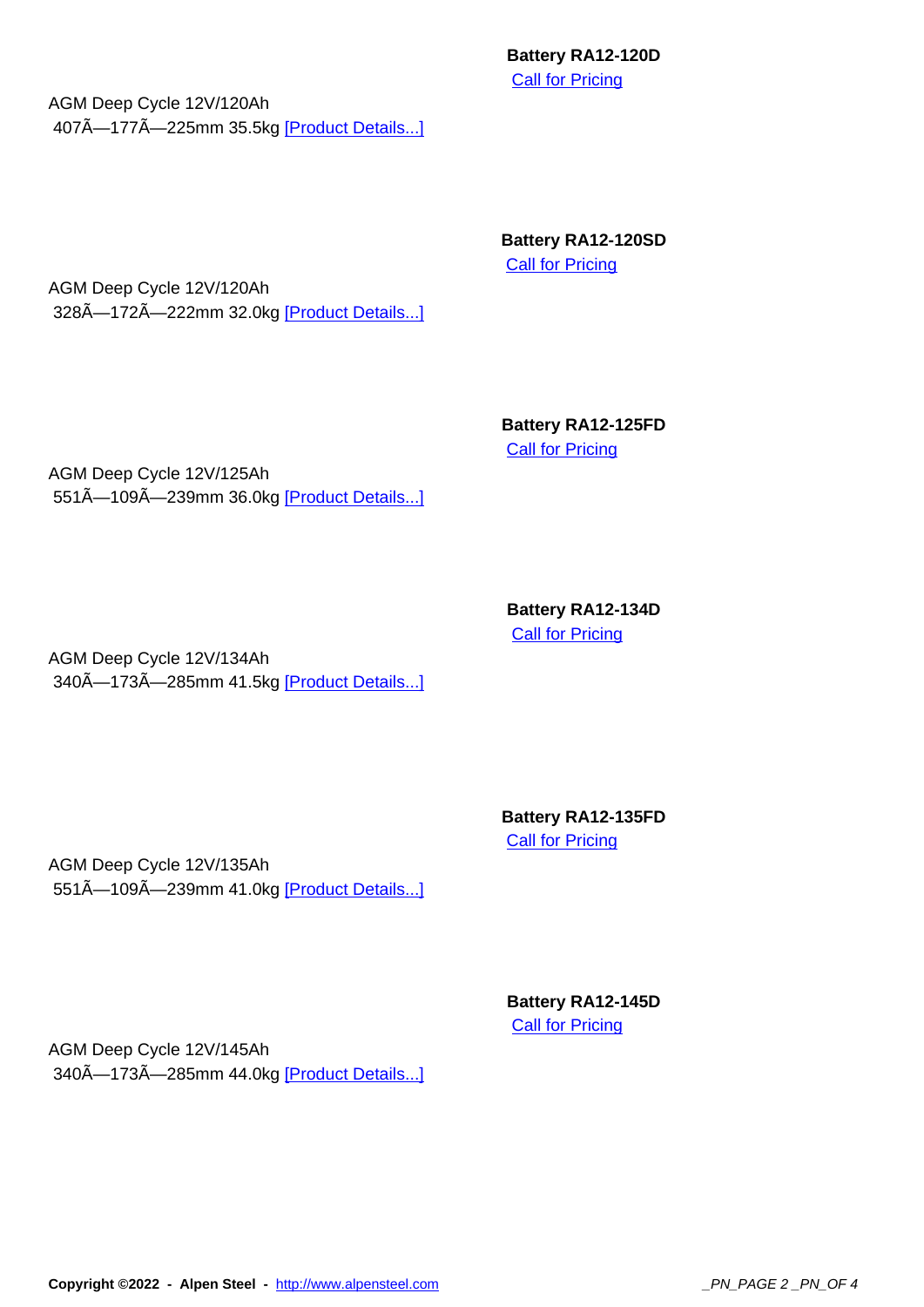**Battery RA12-120D**

[Call for Pricing]

AGM Deep Cycle 12V/120Ah
407Ã—177Ã—225mm 35.5kg [Product Details...]

**Battery RA12-120SD**

[Call for Pricing]

AGM Deep Cycle 12V/120Ah
328Ã—172Ã—222mm 32.0kg [Product Details...]

**Battery RA12-125FD**

[Call for Pricing]

AGM Deep Cycle 12V/125Ah
551Ã—109Ã—239mm 36.0kg [Product Details...]

**Battery RA12-134D**

[Call for Pricing]

AGM Deep Cycle 12V/134Ah
340Ã—173Ã—285mm 41.5kg [Product Details...]

**Battery RA12-135FD**

[Call for Pricing]

AGM Deep Cycle 12V/135Ah
551Ã—109Ã—239mm 41.0kg [Product Details...]

**Battery RA12-145D**

[Call for Pricing]

AGM Deep Cycle 12V/145Ah
340Ã—173Ã—285mm 44.0kg [Product Details...]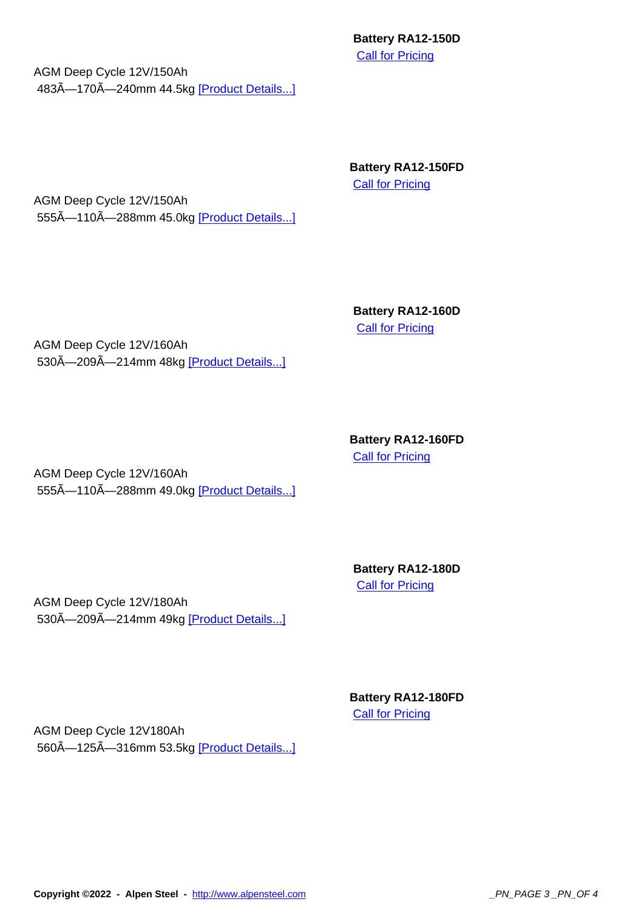**Battery RA12-150D**

Call for Pricing

AGM Deep Cycle 12V/150Ah

483Ã—170Ã—240mm 44.5kg [Product Details...]

**Battery RA12-150FD**

Call for Pricing

AGM Deep Cycle 12V/150Ah

555Ã—110Ã—288mm 45.0kg [Product Details...]

**Battery RA12-160D**

Call for Pricing

AGM Deep Cycle 12V/160Ah

530Ã—209Ã—214mm 48kg [Product Details...]

**Battery RA12-160FD**

Call for Pricing

AGM Deep Cycle 12V/160Ah

555Ã—110Ã—288mm 49.0kg [Product Details...]

**Battery RA12-180D**

Call for Pricing

AGM Deep Cycle 12V/180Ah

530Ã—209Ã—214mm 49kg [Product Details...]

**Battery RA12-180FD**

Call for Pricing

AGM Deep Cycle 12V180Ah

560Ã—125Ã—316mm 53.5kg [Product Details...]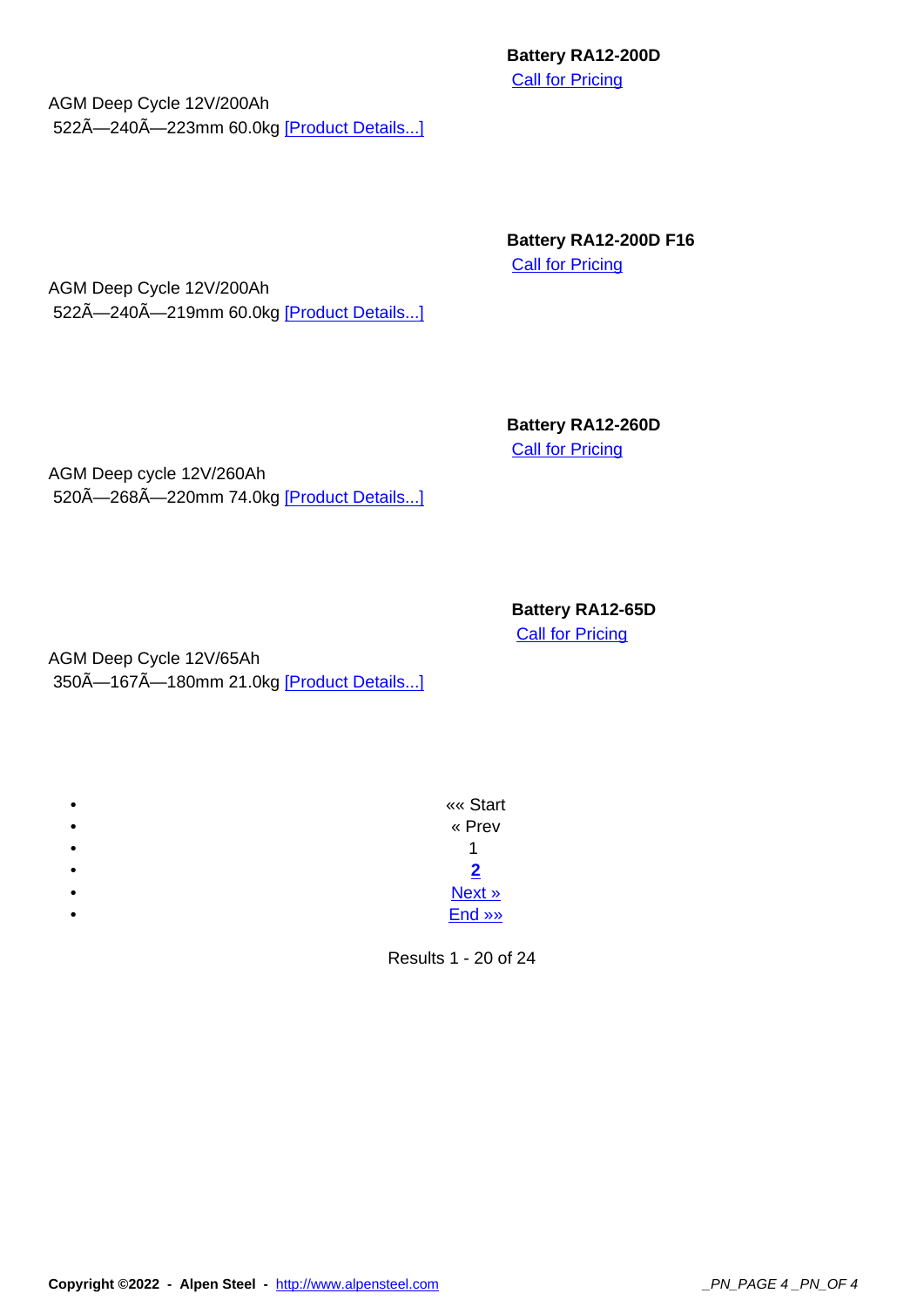**Battery RA12-200D**

[Call for Pricing]

AGM Deep Cycle 12V/200Ah

522Ã—240Ã—223mm 60.0kg [Product Details...]

**Battery RA12-200D F16**

[Call for Pricing]

AGM Deep Cycle 12V/200Ah

522Ã—240Ã—219mm 60.0kg [Product Details...]

**Battery RA12-260D**

[Call for Pricing]

AGM Deep cycle 12V/260Ah

520Ã—268Ã—220mm 74.0kg [Product Details...]

**Battery RA12-65D**

[Call for Pricing]

AGM Deep Cycle 12V/65Ah

350Ã—167Ã—180mm 21.0kg [Product Details...]

- «« Start
- « Prev
- 1
- **2**
- Next »
- End »»

Results 1 - 20 of 24

**Copyright ©2022 - Alpen Steel -** http://www.alpensteel.com